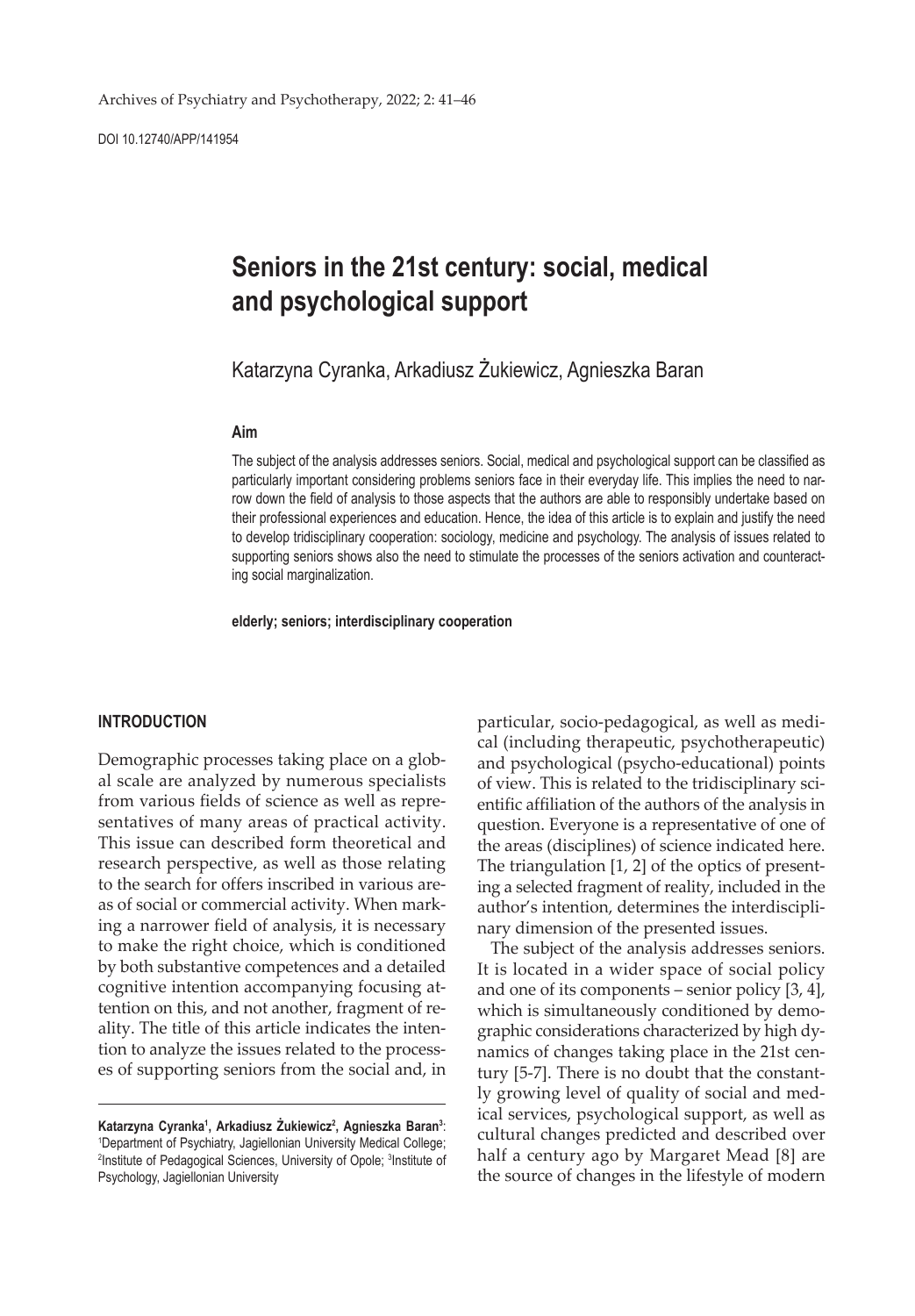# Seniors in the 21st century: social, medical and psychological support

Katarzyna Cyranka, Arkadiusz Żukiewicz, Agnieszka Baran

### Aim

The subject of the analysis addresses seniors. Social, medical and psychological support can be classified as particularly important considering problems seniors face in their everyday life. This implies the need to narrow down the field of analysis to those aspects that the authors are able to responsibly undertake based on their professional experiences and education. Hence, the idea of this article is to explain and justify the need to develop tridisciplinary cooperation: sociology, medicine and psychology. The analysis of issues related to supporting seniors shows also the need to stimulate the processes of the seniors activation and counteracting social marginalization.

**elderly; seniors; interdisciplinary cooperation**

## INTRODUCTION

Demographic processes taking place on a global scale are analyzed by numerous specialists from various fields of science as well as representatives of many areas of practical activity. This issue can described form theoretical and research perspective, as well as those relating to the search for offers inscribed in various areas of social or commercial activity. When marking a narrower field of analysis, it is necessary to make the right choice, which is conditioned by both substantive competences and a detailed cognitive intention accompanying focusing attention on this, and not another, fragment of reality. The title of this article indicates the intention to analyze the issues related to the processes of supporting seniors from the social and, in particular, socio-pedagogical, as well as medical (including therapeutic, psychotherapeutic) and psychological (psycho-educational) points of view. This is related to the tridisciplinary scientific affiliation of the authors of the analysis in question. Everyone is a representative of one of the areas (disciplines) of science indicated here. The triangulation [1, 2] of the optics of presenting a selected fragment of reality, included in the author's intention, determines the interdisciplinary dimension of the presented issues.

The subject of the analysis addresses seniors. It is located in a wider space of social policy and one of its components – senior policy [3, 4], which is simultaneously conditioned by demographic considerations characterized by high dynamics of changes taking place in the 21st century [5-7]. There is no doubt that the constantly growing level of quality of social and medical services, psychological support, as well as cultural changes predicted and described over half a century ago by Margaret Mead [8] are the source of changes in the lifestyle of modern

---

**Katarzyna Cyranka[1], Arkadiusz Żukiewicz[2], Agnieszka Baran[3]**: [1]Department of Psychiatry, Jagiellonian University Medical College; [2]Institute of Pedagogical Sciences, University of Opole; [3]Institute of Psychology, Jagiellonian University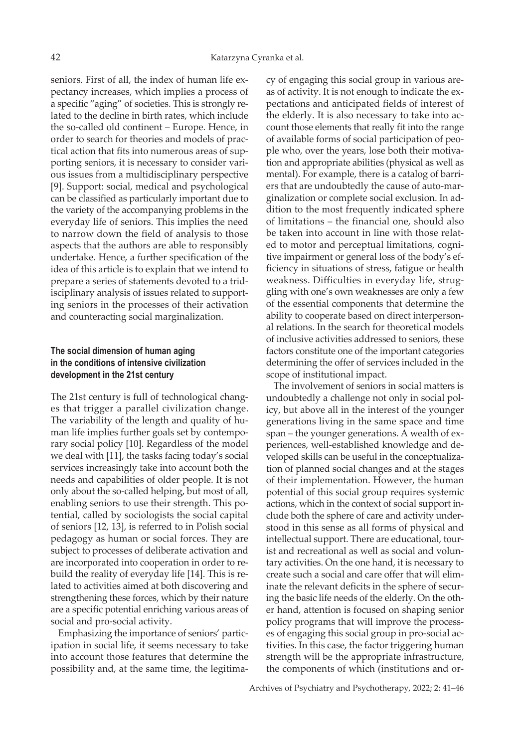seniors. First of all, the index of human life expectancy increases, which implies a process of a specific "aging" of societies. This is strongly related to the decline in birth rates, which include the so-called old continent – Europe. Hence, in order to search for theories and models of practical action that fits into numerous areas of supporting seniors, it is necessary to consider various issues from a multidisciplinary perspective [9]. Support: social, medical and psychological can be classified as particularly important due to the variety of the accompanying problems in the everyday life of seniors. This implies the need to narrow down the field of analysis to those aspects that the authors are able to responsibly undertake. Hence, a further specification of the idea of this article is to explain that we intend to prepare a series of statements devoted to a tridisciplinary analysis of issues related to supporting seniors in the processes of their activation and counteracting social marginalization.

### The social dimension of human aging in the conditions of intensive civilization development in the 21st century

The 21st century is full of technological changes that trigger a parallel civilization change. The variability of the length and quality of human life implies further goals set by contemporary social policy [10]. Regardless of the model we deal with [11], the tasks facing today's social services increasingly take into account both the needs and capabilities of older people. It is not only about the so-called helping, but most of all, enabling seniors to use their strength. This potential, called by sociologists the social capital of seniors [12, 13], is referred to in Polish social pedagogy as human or social forces. They are subject to processes of deliberate activation and are incorporated into cooperation in order to rebuild the reality of everyday life [14]. This is related to activities aimed at both discovering and strengthening these forces, which by their nature are a specific potential enriching various areas of social and pro-social activity.

Emphasizing the importance of seniors' participation in social life, it seems necessary to take into account those features that determine the possibility and, at the same time, the legitimacy of engaging this social group in various areas of activity. It is not enough to indicate the expectations and anticipated fields of interest of the elderly. It is also necessary to take into account those elements that really fit into the range of available forms of social participation of people who, over the years, lose both their motivation and appropriate abilities (physical as well as mental). For example, there is a catalog of barriers that are undoubtedly the cause of auto-marginalization or complete social exclusion. In addition to the most frequently indicated sphere of limitations – the financial one, should also be taken into account in line with those related to motor and perceptual limitations, cognitive impairment or general loss of the body's efficiency in situations of stress, fatigue or health weakness. Difficulties in everyday life, struggling with one's own weaknesses are only a few of the essential components that determine the ability to cooperate based on direct interpersonal relations. In the search for theoretical models of inclusive activities addressed to seniors, these factors constitute one of the important categories determining the offer of services included in the scope of institutional impact.

The involvement of seniors in social matters is undoubtedly a challenge not only in social policy, but above all in the interest of the younger generations living in the same space and time span – the younger generations. A wealth of experiences, well-established knowledge and developed skills can be useful in the conceptualization of planned social changes and at the stages of their implementation. However, the human potential of this social group requires systemic actions, which in the context of social support include both the sphere of care and activity understood in this sense as all forms of physical and intellectual support. There are educational, tourist and recreational as well as social and voluntary activities. On the one hand, it is necessary to create such a social and care offer that will eliminate the relevant deficits in the sphere of securing the basic life needs of the elderly. On the other hand, attention is focused on shaping senior policy programs that will improve the processes of engaging this social group in pro-social activities. In this case, the factor triggering human strength will be the appropriate infrastructure, the components of which (institutions and or-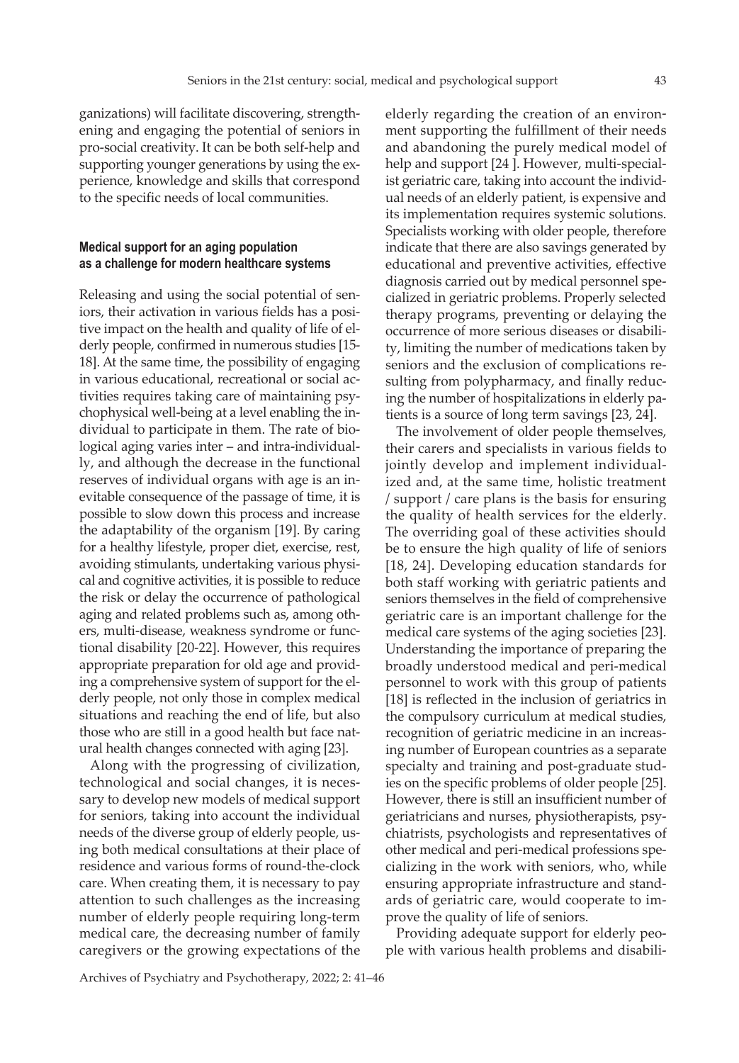ganizations) will facilitate discovering, strengthening and engaging the potential of seniors in pro-social creativity. It can be both self-help and supporting younger generations by using the experience, knowledge and skills that correspond to the specific needs of local communities.

### Medical support for an aging population as a challenge for modern healthcare systems

Releasing and using the social potential of seniors, their activation in various fields has a positive impact on the health and quality of life of elderly people, confirmed in numerous studies [15-18]. At the same time, the possibility of engaging in various educational, recreational or social activities requires taking care of maintaining psychophysical well-being at a level enabling the individual to participate in them. The rate of biological aging varies inter – and intra-individually, and although the decrease in the functional reserves of individual organs with age is an inevitable consequence of the passage of time, it is possible to slow down this process and increase the adaptability of the organism [19]. By caring for a healthy lifestyle, proper diet, exercise, rest, avoiding stimulants, undertaking various physical and cognitive activities, it is possible to reduce the risk or delay the occurrence of pathological aging and related problems such as, among others, multi-disease, weakness syndrome or functional disability [20-22]. However, this requires appropriate preparation for old age and providing a comprehensive system of support for the elderly people, not only those in complex medical situations and reaching the end of life, but also those who are still in a good health but face natural health changes connected with aging [23].

Along with the progressing of civilization, technological and social changes, it is necessary to develop new models of medical support for seniors, taking into account the individual needs of the diverse group of elderly people, using both medical consultations at their place of residence and various forms of round-the-clock care. When creating them, it is necessary to pay attention to such challenges as the increasing number of elderly people requiring long-term medical care, the decreasing number of family caregivers or the growing expectations of the elderly regarding the creation of an environment supporting the fulfillment of their needs and abandoning the purely medical model of help and support [24 ]. However, multi-specialist geriatric care, taking into account the individual needs of an elderly patient, is expensive and its implementation requires systemic solutions. Specialists working with older people, therefore indicate that there are also savings generated by educational and preventive activities, effective diagnosis carried out by medical personnel specialized in geriatric problems. Properly selected therapy programs, preventing or delaying the occurrence of more serious diseases or disability, limiting the number of medications taken by seniors and the exclusion of complications resulting from polypharmacy, and finally reducing the number of hospitalizations in elderly patients is a source of long term savings [23, 24].

The involvement of older people themselves, their carers and specialists in various fields to jointly develop and implement individualized and, at the same time, holistic treatment / support / care plans is the basis for ensuring the quality of health services for the elderly. The overriding goal of these activities should be to ensure the high quality of life of seniors [18, 24]. Developing education standards for both staff working with geriatric patients and seniors themselves in the field of comprehensive geriatric care is an important challenge for the medical care systems of the aging societies [23]. Understanding the importance of preparing the broadly understood medical and peri-medical personnel to work with this group of patients [18] is reflected in the inclusion of geriatrics in the compulsory curriculum at medical studies, recognition of geriatric medicine in an increasing number of European countries as a separate specialty and training and post-graduate studies on the specific problems of older people [25]. However, there is still an insufficient number of geriatricians and nurses, physiotherapists, psychiatrists, psychologists and representatives of other medical and peri-medical professions specializing in the work with seniors, who, while ensuring appropriate infrastructure and standards of geriatric care, would cooperate to improve the quality of life of seniors.

Providing adequate support for elderly people with various health problems and disabili-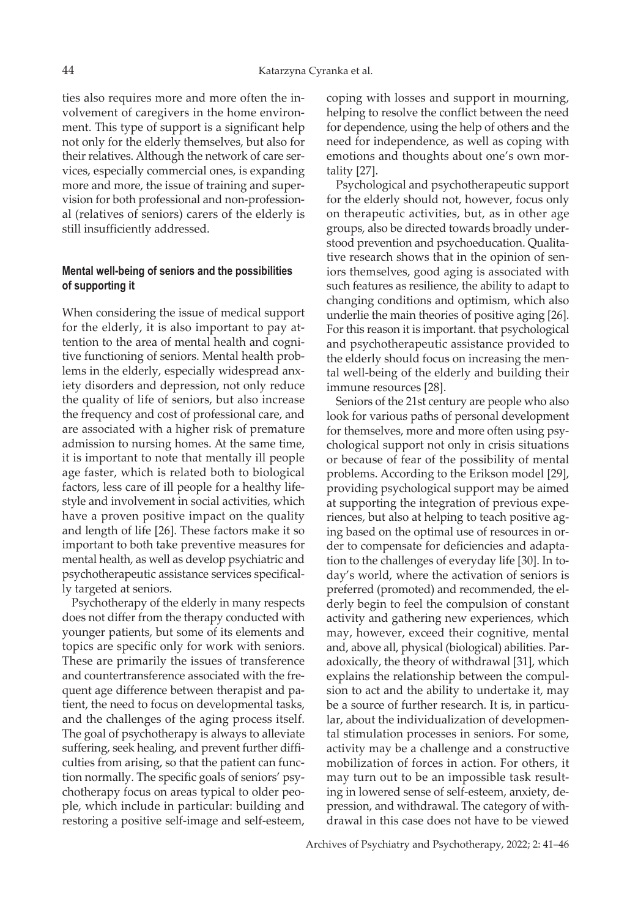ties also requires more and more often the involvement of caregivers in the home environment. This type of support is a significant help not only for the elderly themselves, but also for their relatives. Although the network of care services, especially commercial ones, is expanding more and more, the issue of training and supervision for both professional and non-professional (relatives of seniors) carers of the elderly is still insufficiently addressed.

### Mental well-being of seniors and the possibilities of supporting it

When considering the issue of medical support for the elderly, it is also important to pay attention to the area of mental health and cognitive functioning of seniors. Mental health problems in the elderly, especially widespread anxiety disorders and depression, not only reduce the quality of life of seniors, but also increase the frequency and cost of professional care, and are associated with a higher risk of premature admission to nursing homes. At the same time, it is important to note that mentally ill people age faster, which is related both to biological factors, less care of ill people for a healthy lifestyle and involvement in social activities, which have a proven positive impact on the quality and length of life [26]. These factors make it so important to both take preventive measures for mental health, as well as develop psychiatric and psychotherapeutic assistance services specifically targeted at seniors.

Psychotherapy of the elderly in many respects does not differ from the therapy conducted with younger patients, but some of its elements and topics are specific only for work with seniors. These are primarily the issues of transference and countertransference associated with the frequent age difference between therapist and patient, the need to focus on developmental tasks, and the challenges of the aging process itself. The goal of psychotherapy is always to alleviate suffering, seek healing, and prevent further difficulties from arising, so that the patient can function normally. The specific goals of seniors' psychotherapy focus on areas typical to older people, which include in particular: building and restoring a positive self-image and self-esteem, coping with losses and support in mourning, helping to resolve the conflict between the need for dependence, using the help of others and the need for independence, as well as coping with emotions and thoughts about one's own mortality [27].

Psychological and psychotherapeutic support for the elderly should not, however, focus only on therapeutic activities, but, as in other age groups, also be directed towards broadly understood prevention and psychoeducation. Qualitative research shows that in the opinion of seniors themselves, good aging is associated with such features as resilience, the ability to adapt to changing conditions and optimism, which also underlie the main theories of positive aging [26]. For this reason it is important. that psychological and psychotherapeutic assistance provided to the elderly should focus on increasing the mental well-being of the elderly and building their immune resources [28].

Seniors of the 21st century are people who also look for various paths of personal development for themselves, more and more often using psychological support not only in crisis situations or because of fear of the possibility of mental problems. According to the Erikson model [29], providing psychological support may be aimed at supporting the integration of previous experiences, but also at helping to teach positive aging based on the optimal use of resources in order to compensate for deficiencies and adaptation to the challenges of everyday life [30]. In today's world, where the activation of seniors is preferred (promoted) and recommended, the elderly begin to feel the compulsion of constant activity and gathering new experiences, which may, however, exceed their cognitive, mental and, above all, physical (biological) abilities. Paradoxically, the theory of withdrawal [31], which explains the relationship between the compulsion to act and the ability to undertake it, may be a source of further research. It is, in particular, about the individualization of developmental stimulation processes in seniors. For some, activity may be a challenge and a constructive mobilization of forces in action. For others, it may turn out to be an impossible task resulting in lowered sense of self-esteem, anxiety, depression, and withdrawal. The category of withdrawal in this case does not have to be viewed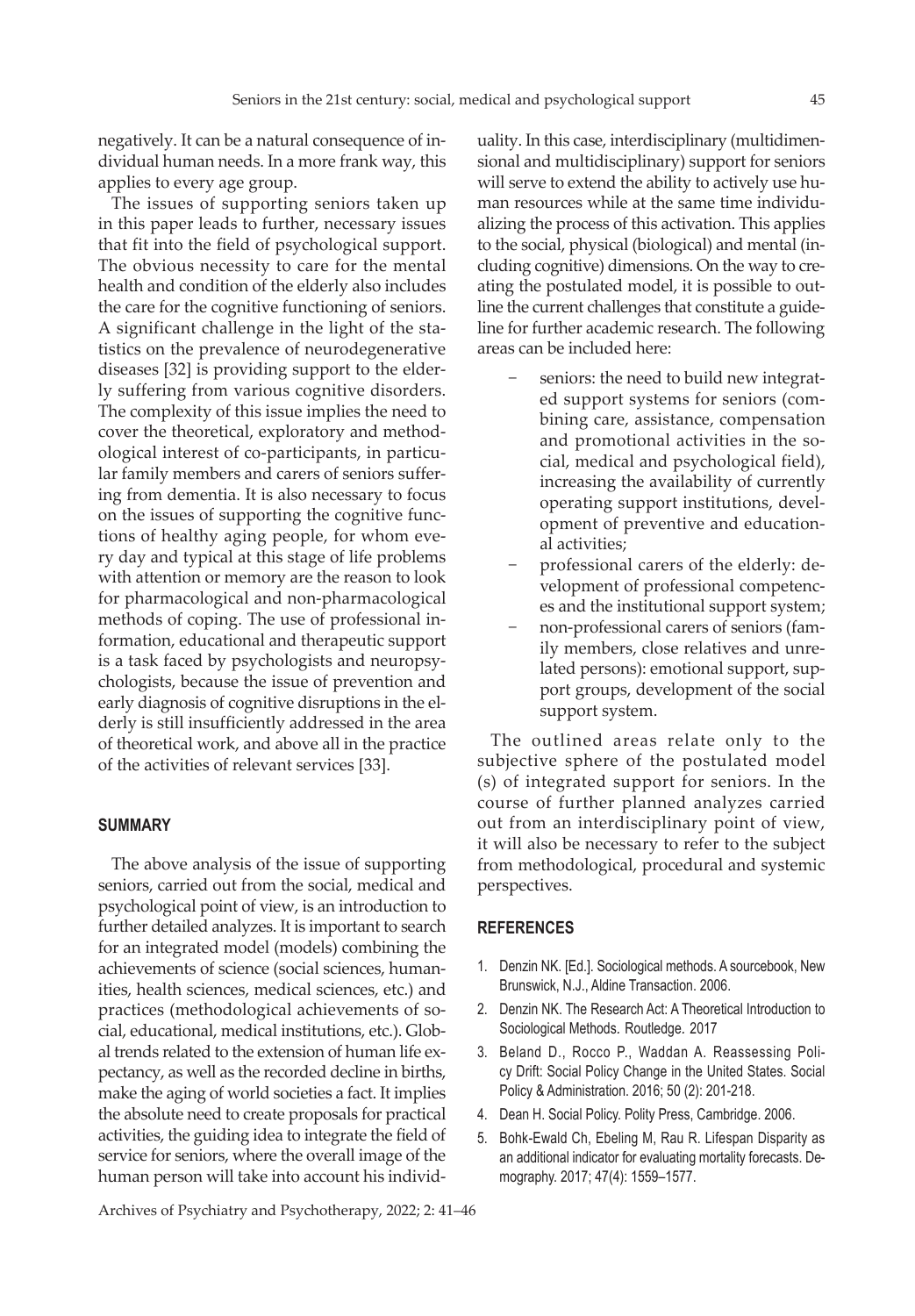negatively. It can be a natural consequence of individual human needs. In a more frank way, this applies to every age group.

The issues of supporting seniors taken up in this paper leads to further, necessary issues that fit into the field of psychological support. The obvious necessity to care for the mental health and condition of the elderly also includes the care for the cognitive functioning of seniors. A significant challenge in the light of the statistics on the prevalence of neurodegenerative diseases [32] is providing support to the elderly suffering from various cognitive disorders. The complexity of this issue implies the need to cover the theoretical, exploratory and methodological interest of co-participants, in particular family members and carers of seniors suffering from dementia. It is also necessary to focus on the issues of supporting the cognitive functions of healthy aging people, for whom every day and typical at this stage of life problems with attention or memory are the reason to look for pharmacological and non-pharmacological methods of coping. The use of professional information, educational and therapeutic support is a task faced by psychologists and neuropsychologists, because the issue of prevention and early diagnosis of cognitive disruptions in the elderly is still insufficiently addressed in the area of theoretical work, and above all in the practice of the activities of relevant services [33].

## SUMMARY

The above analysis of the issue of supporting seniors, carried out from the social, medical and psychological point of view, is an introduction to further detailed analyzes. It is important to search for an integrated model (models) combining the achievements of science (social sciences, humanities, health sciences, medical sciences, etc.) and practices (methodological achievements of social, educational, medical institutions, etc.). Global trends related to the extension of human life expectancy, as well as the recorded decline in births, make the aging of world societies a fact. It implies the absolute need to create proposals for practical activities, the guiding idea to integrate the field of service for seniors, where the overall image of the human person will take into account his individuality. In this case, interdisciplinary (multidimensional and multidisciplinary) support for seniors will serve to extend the ability to actively use human resources while at the same time individualizing the process of this activation. This applies to the social, physical (biological) and mental (including cognitive) dimensions. On the way to creating the postulated model, it is possible to outline the current challenges that constitute a guideline for further academic research. The following areas can be included here:

- seniors: the need to build new integrated support systems for seniors (combining care, assistance, compensation and promotional activities in the social, medical and psychological field), increasing the availability of currently operating support institutions, development of preventive and educational activities;
- professional carers of the elderly: development of professional competences and the institutional support system;
- non-professional carers of seniors (family members, close relatives and unrelated persons): emotional support, support groups, development of the social support system.

The outlined areas relate only to the subjective sphere of the postulated model (s) of integrated support for seniors. In the course of further planned analyzes carried out from an interdisciplinary point of view, it will also be necessary to refer to the subject from methodological, procedural and systemic perspectives.

## REFERENCES

1. Denzin NK. [Ed.]. Sociological methods. A sourcebook, New Brunswick, N.J., Aldine Transaction. 2006.
2. Denzin NK. The Research Act: A Theoretical Introduction to Sociological Methods. Routledge. 2017
3. Beland D., Rocco P., Waddan A. Reassessing Policy Drift: Social Policy Change in the United States. Social Policy & Administration. 2016; 50 (2): 201-218.
4. Dean H. Social Policy. Polity Press, Cambridge. 2006.
5. Bohk-Ewald Ch, Ebeling M, Rau R. Lifespan Disparity as an additional indicator for evaluating mortality forecasts. Demography. 2017; 47(4): 1559–1577.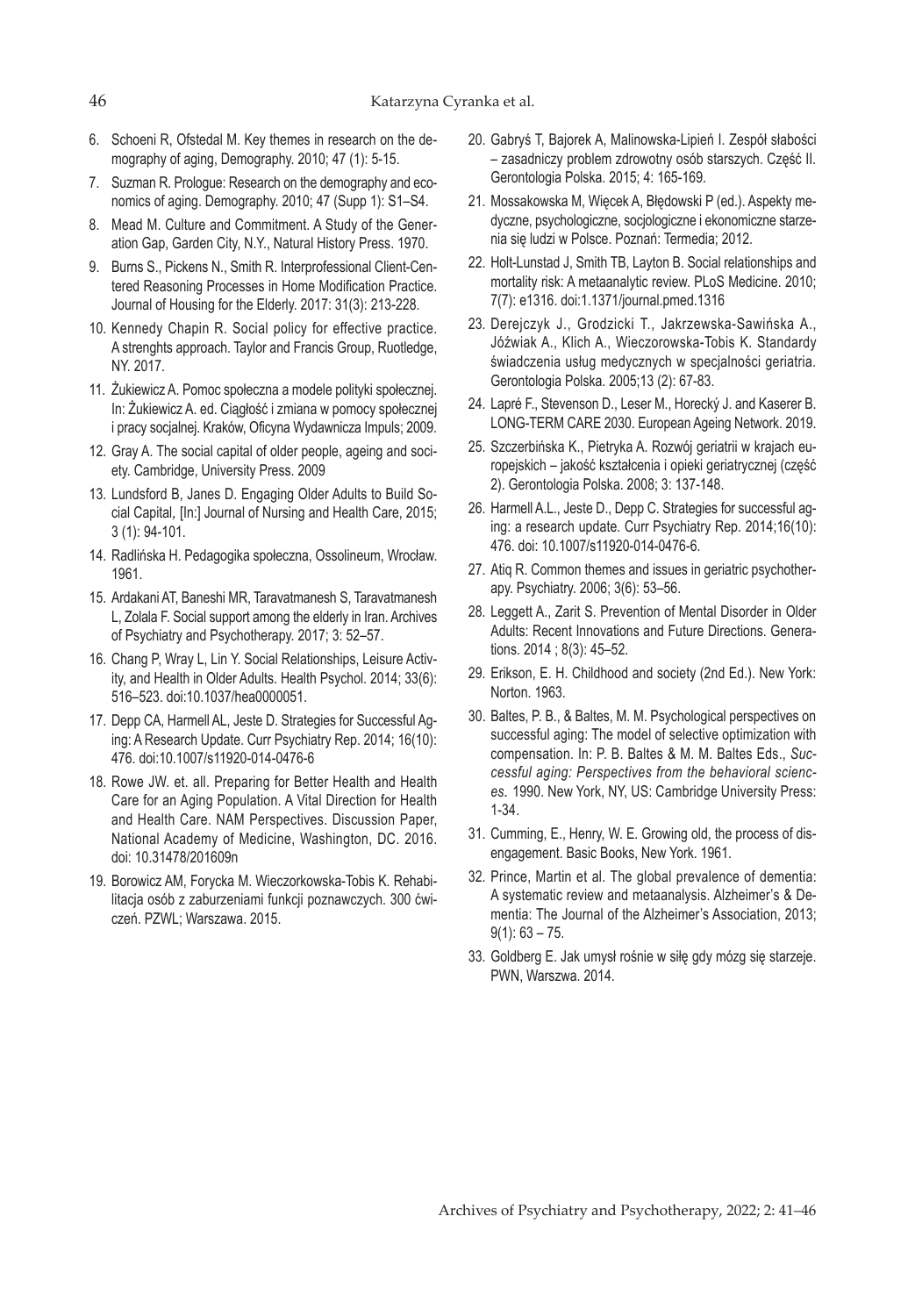6. Schoeni R, Ofstedal M. Key themes in research on the demography of aging, Demography. 2010; 47 (1): 5-15.
7. Suzman R. Prologue: Research on the demography and economics of aging. Demography. 2010; 47 (Supp 1): S1–S4.
8. Mead M. Culture and Commitment. A Study of the Generation Gap, Garden City, N.Y., Natural History Press. 1970.
9. Burns S., Pickens N., Smith R. Interprofessional Client-Centered Reasoning Processes in Home Modification Practice. Journal of Housing for the Elderly. 2017: 31(3): 213-228.
10. Kennedy Chapin R. Social policy for effective practice. A strenghts approach. Taylor and Francis Group, Ruotledge, NY. 2017.
11. Żukiewicz A. Pomoc społeczna a modele polityki społecznej. In: Żukiewicz A. ed. Ciągłość i zmiana w pomocy społecznej i pracy socjalnej. Kraków, Oficyna Wydawnicza Impuls; 2009.
12. Gray A. The social capital of older people, ageing and society. Cambridge, University Press. 2009
13. Lundsford B, Janes D. Engaging Older Adults to Build Social Capital, [In:] Journal of Nursing and Health Care, 2015; 3 (1): 94-101.
14. Radlińska H. Pedagogika społeczna, Ossolineum, Wrocław. 1961.
15. Ardakani AT, Baneshi MR, Taravatmanesh S, Taravatmanesh L, Zolala F. Social support among the elderly in Iran. Archives of Psychiatry and Psychotherapy. 2017; 3: 52–57.
16. Chang P, Wray L, Lin Y. Social Relationships, Leisure Activity, and Health in Older Adults. Health Psychol. 2014; 33(6): 516–523. doi:10.1037/hea0000051.
17. Depp CA, Harmell AL, Jeste D. Strategies for Successful Aging: A Research Update. Curr Psychiatry Rep. 2014; 16(10): 476. doi:10.1007/s11920-014-0476-6
18. Rowe JW. et. all. Preparing for Better Health and Health Care for an Aging Population. A Vital Direction for Health and Health Care. NAM Perspectives. Discussion Paper, National Academy of Medicine, Washington, DC. 2016. doi: 10.31478/201609n
19. Borowicz AM, Forycka M. Wieczorkowska-Tobis K. Rehabilitacja osób z zaburzeniami funkcji poznawczych. 300 ćwiczeń. PZWL; Warszawa. 2015.
20. Gabryś T, Bajorek A, Malinowska-Lipień I. Zespół słabości – zasadniczy problem zdrowotny osób starszych. Część II. Gerontologia Polska. 2015; 4: 165-169.
21. Mossakowska M, Więcek A, Błędowski P (ed.). Aspekty medyczne, psychologiczne, socjologiczne i ekonomiczne starzenia się ludzi w Polsce. Poznań: Termedia; 2012.
22. Holt-Lunstad J, Smith TB, Layton B. Social relationships and mortality risk: A metaanalytic review. PLoS Medicine. 2010; 7(7): e1316. doi:1.1371/journal.pmed.1316
23. Derejczyk J., Grodzicki T., Jakrzewska-Sawińska A., Jóźwiak A., Klich A., Wieczorowska-Tobis K. Standardy świadczenia usług medycznych w specjalności geriatria. Gerontologia Polska. 2005;13 (2): 67-83.
24. Lapré F., Stevenson D., Leser M., Horecký J. and Kaserer B. LONG-TERM CARE 2030. European Ageing Network. 2019.
25. Szczerbińska K., Pietryka A. Rozwój geriatrii w krajach europejskich – jakość kształcenia i opieki geriatrycznej (część 2). Gerontologia Polska. 2008; 3: 137-148.
26. Harmell A.L., Jeste D., Depp C. Strategies for successful aging: a research update. Curr Psychiatry Rep. 2014;16(10): 476. doi: 10.1007/s11920-014-0476-6.
27. Atiq R. Common themes and issues in geriatric psychotherapy. Psychiatry. 2006; 3(6): 53–56.
28. Leggett A., Zarit S. Prevention of Mental Disorder in Older Adults: Recent Innovations and Future Directions. Generations. 2014 ; 8(3): 45–52.
29. Erikson, E. H. Childhood and society (2nd Ed.). New York: Norton. 1963.
30. Baltes, P. B., & Baltes, M. M. Psychological perspectives on successful aging: The model of selective optimization with compensation. In: P. B. Baltes & M. M. Baltes Eds., *Successful aging: Perspectives from the behavioral sciences.* 1990. New York, NY, US: Cambridge University Press: 1-34.
31. Cumming, E., Henry, W. E. Growing old, the process of disengagement. Basic Books, New York. 1961.
32. Prince, Martin et al. The global prevalence of dementia: A systematic review and metaanalysis. Alzheimer's & Dementia: The Journal of the Alzheimer's Association, 2013; 9(1): 63 – 75.
33. Goldberg E. Jak umysł rośnie w siłę gdy mózg się starzeje. PWN, Warszwa. 2014.